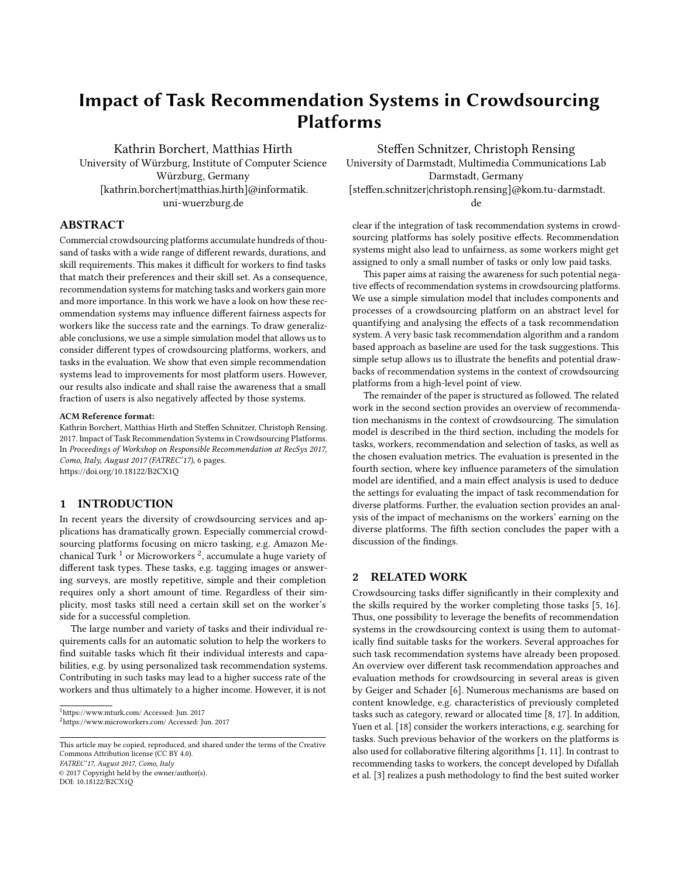# Impact of Task Recommendation Systems in Crowdsourcing Platforms

Kathrin Borchert, Matthias Hirth
University of Würzburg, Institute of Computer Science
Würzburg, Germany
[kathrin.borchert|matthias.hirth]@informatik.uni-wuerzburg.de

Steffen Schnitzer, Christoph Rensing
University of Darmstadt, Multimedia Communications Lab
Darmstadt, Germany
[steffen.schnitzer|christoph.rensing]@kom.tu-darmstadt.de

## ABSTRACT

Commercial crowdsourcing platforms accumulate hundreds of thousand of tasks with a wide range of different rewards, durations, and skill requirements. This makes it difficult for workers to find tasks that match their preferences and their skill set. As a consequence, recommendation systems for matching tasks and workers gain more and more importance. In this work we have a look on how these recommendation systems may influence different fairness aspects for workers like the success rate and the earnings. To draw generalizable conclusions, we use a simple simulation model that allows us to consider different types of crowdsourcing platforms, workers, and tasks in the evaluation. We show that even simple recommendation systems lead to improvements for most platform users. However, our results also indicate and shall raise the awareness that a small fraction of users is also negatively affected by those systems.

**ACM Reference format:**
Kathrin Borchert, Matthias Hirth and Steffen Schnitzer, Christoph Rensing. 2017. Impact of Task Recommendation Systems in Crowdsourcing Platforms. In *Proceedings of Workshop on Responsible Recommendation at RecSys 2017, Como, Italy, August 2017 (FATREC'17)*, 6 pages.
https://doi.org/10.18122/B2CX1Q

## 1 INTRODUCTION

In recent years the diversity of crowdsourcing services and applications has dramatically grown. Especially commercial crowdsourcing platforms focusing on micro tasking, e.g. Amazon Mechanical Turk [1] or Microworkers [2], accumulate a huge variety of different task types. These tasks, e.g. tagging images or answering surveys, are mostly repetitive, simple and their completion requires only a short amount of time. Regardless of their simplicity, most tasks still need a certain skill set on the worker's side for a successful completion.

The large number and variety of tasks and their individual requirements calls for an automatic solution to help the workers to find suitable tasks which fit their individual interests and capabilities, e.g. by using personalized task recommendation systems. Contributing in such tasks may lead to a higher success rate of the workers and thus ultimately to a higher income. However, it is not clear if the integration of task recommendation systems in crowdsourcing platforms has solely positive effects. Recommendation systems might also lead to unfairness, as some workers might get assigned to only a small number of tasks or only low paid tasks.

This paper aims at raising the awareness for such potential negative effects of recommendation systems in crowdsourcing platforms. We use a simple simulation model that includes components and processes of a crowdsourcing platform on an abstract level for quantifying and analysing the effects of a task recommendation system. A very basic task recommendation algorithm and a random based approach as baseline are used for the task suggestions. This simple setup allows us to illustrate the benefits and potential drawbacks of recommendation systems in the context of crowdsourcing platforms from a high-level point of view.

The remainder of the paper is structured as followed. The related work in the second section provides an overview of recommendation mechanisms in the context of crowdsourcing. The simulation model is described in the third section, including the models for tasks, workers, recommendation and selection of tasks, as well as the chosen evaluation metrics. The evaluation is presented in the fourth section, where key influence parameters of the simulation model are identified, and a main effect analysis is used to deduce the settings for evaluating the impact of task recommendation for diverse platforms. Further, the evaluation section provides an analysis of the impact of mechanisms on the workers' earning on the diverse platforms. The fifth section concludes the paper with a discussion of the findings.

## 2 RELATED WORK

Crowdsourcing tasks differ significantly in their complexity and the skills required by the worker completing those tasks [5, 16]. Thus, one possibility to leverage the benefits of recommendation systems in the crowdsourcing context is using them to automatically find suitable tasks for the workers. Several approaches for such task recommendation systems have already been proposed. An overview over different task recommendation approaches and evaluation methods for crowdsourcing in several areas is given by Geiger and Schader [6]. Numerous mechanisms are based on content knowledge, e.g. characteristics of previously completed tasks such as category, reward or allocated time [8, 17]. In addition, Yuen et al. [18] consider the workers interactions, e.g. searching for tasks. Such previous behavior of the workers on the platforms is also used for collaborative filtering algorithms [1, 11]. In contrast to recommending tasks to workers, the concept developed by Difallah et al. [3] realizes a push methodology to find the best suited worker

[1] https://www.mturk.com/ Accessed: Jun. 2017
[2] https://www.microworkers.com/ Accessed: Jun. 2017

This article may be copied, reproduced, and shared under the terms of the Creative Commons Attribution license (CC BY 4.0).
*FATREC'17, August 2017, Como, Italy*
© 2017 Copyright held by the owner/author(s).
DOI: 10.18122/B2CX1Q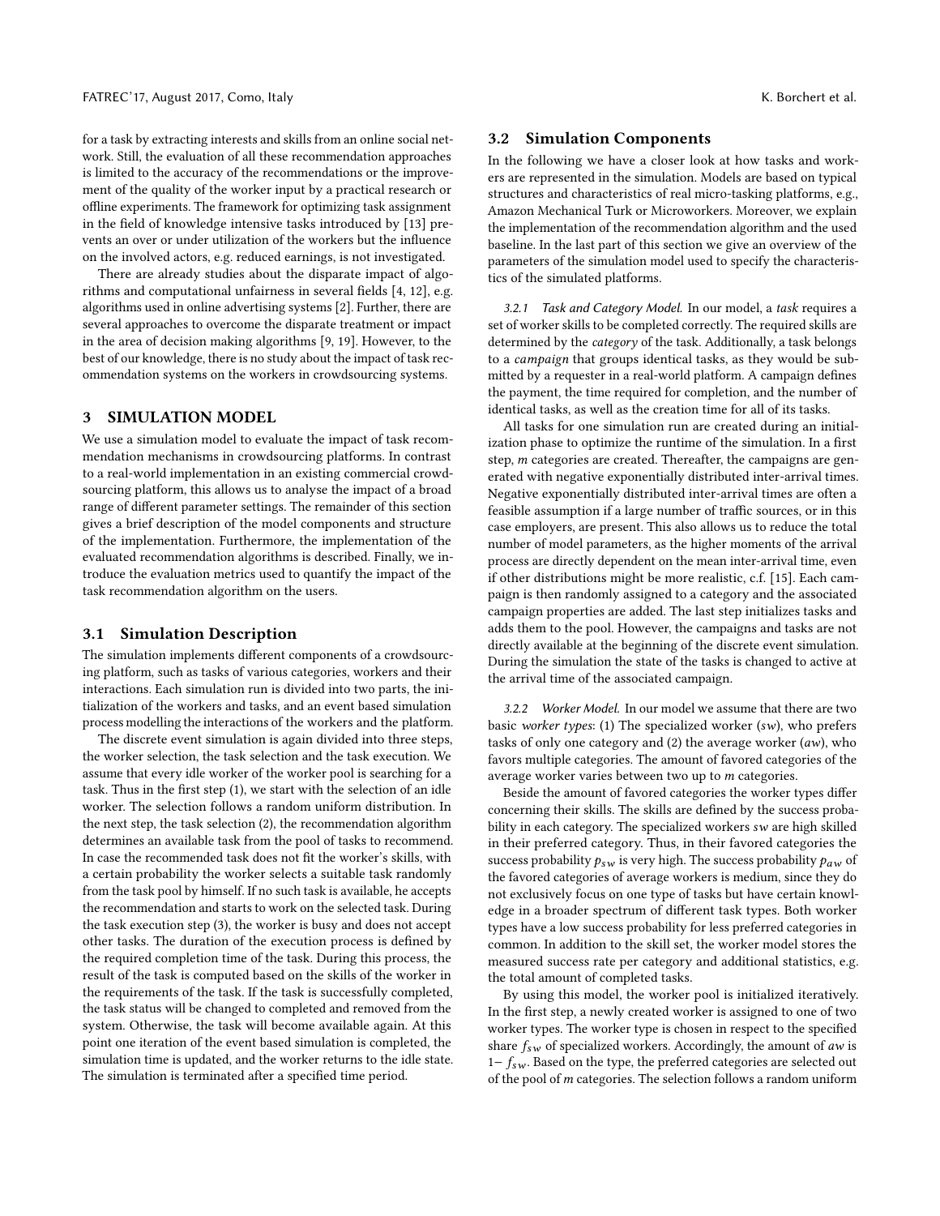for a task by extracting interests and skills from an online social network. Still, the evaluation of all these recommendation approaches is limited to the accuracy of the recommendations or the improvement of the quality of the worker input by a practical research or offline experiments. The framework for optimizing task assignment in the field of knowledge intensive tasks introduced by [13] prevents an over or under utilization of the workers but the influence on the involved actors, e.g. reduced earnings, is not investigated.

There are already studies about the disparate impact of algorithms and computational unfairness in several fields [4, 12], e.g. algorithms used in online advertising systems [2]. Further, there are several approaches to overcome the disparate treatment or impact in the area of decision making algorithms [9, 19]. However, to the best of our knowledge, there is no study about the impact of task recommendation systems on the workers in crowdsourcing systems.

## 3 SIMULATION MODEL

We use a simulation model to evaluate the impact of task recommendation mechanisms in crowdsourcing platforms. In contrast to a real-world implementation in an existing commercial crowdsourcing platform, this allows us to analyse the impact of a broad range of different parameter settings. The remainder of this section gives a brief description of the model components and structure of the implementation. Furthermore, the implementation of the evaluated recommendation algorithms is described. Finally, we introduce the evaluation metrics used to quantify the impact of the task recommendation algorithm on the users.

### 3.1 Simulation Description

The simulation implements different components of a crowdsourcing platform, such as tasks of various categories, workers and their interactions. Each simulation run is divided into two parts, the initialization of the workers and tasks, and an event based simulation process modelling the interactions of the workers and the platform.

The discrete event simulation is again divided into three steps, the worker selection, the task selection and the task execution. We assume that every idle worker of the worker pool is searching for a task. Thus in the first step (1), we start with the selection of an idle worker. The selection follows a random uniform distribution. In the next step, the task selection (2), the recommendation algorithm determines an available task from the pool of tasks to recommend. In case the recommended task does not fit the worker's skills, with a certain probability the worker selects a suitable task randomly from the task pool by himself. If no such task is available, he accepts the recommendation and starts to work on the selected task. During the task execution step (3), the worker is busy and does not accept other tasks. The duration of the execution process is defined by the required completion time of the task. During this process, the result of the task is computed based on the skills of the worker in the requirements of the task. If the task is successfully completed, the task status will be changed to completed and removed from the system. Otherwise, the task will become available again. At this point one iteration of the event based simulation is completed, the simulation time is updated, and the worker returns to the idle state. The simulation is terminated after a specified time period.

### 3.2 Simulation Components

In the following we have a closer look at how tasks and workers are represented in the simulation. Models are based on typical structures and characteristics of real micro-tasking platforms, e.g., Amazon Mechanical Turk or Microworkers. Moreover, we explain the implementation of the recommendation algorithm and the used baseline. In the last part of this section we give an overview of the parameters of the simulation model used to specify the characteristics of the simulated platforms.

*3.2.1 Task and Category Model.* In our model, a *task* requires a set of worker skills to be completed correctly. The required skills are determined by the *category* of the task. Additionally, a task belongs to a *campaign* that groups identical tasks, as they would be submitted by a requester in a real-world platform. A campaign defines the payment, the time required for completion, and the number of identical tasks, as well as the creation time for all of its tasks.

All tasks for one simulation run are created during an initialization phase to optimize the runtime of the simulation. In a first step, $m$ categories are created. Thereafter, the campaigns are generated with negative exponentially distributed inter-arrival times. Negative exponentially distributed inter-arrival times are often a feasible assumption if a large number of traffic sources, or in this case employers, are present. This also allows us to reduce the total number of model parameters, as the higher moments of the arrival process are directly dependent on the mean inter-arrival time, even if other distributions might be more realistic, c.f. [15]. Each campaign is then randomly assigned to a category and the associated campaign properties are added. The last step initializes tasks and adds them to the pool. However, the campaigns and tasks are not directly available at the beginning of the discrete event simulation. During the simulation the state of the tasks is changed to active at the arrival time of the associated campaign.

*3.2.2 Worker Model.* In our model we assume that there are two basic *worker types*: (1) The specialized worker ($sw$), who prefers tasks of only one category and (2) the average worker ($aw$), who favors multiple categories. The amount of favored categories of the average worker varies between two up to $m$ categories.

Beside the amount of favored categories the worker types differ concerning their skills. The skills are defined by the success probability in each category. The specialized workers $sw$ are high skilled in their preferred category. Thus, in their favored categories the success probability $p_{sw}$ is very high. The success probability $p_{aw}$ of the favored categories of average workers is medium, since they do not exclusively focus on one type of tasks but have certain knowledge in a broader spectrum of different task types. Both worker types have a low success probability for less preferred categories in common. In addition to the skill set, the worker model stores the measured success rate per category and additional statistics, e.g. the total amount of completed tasks.

By using this model, the worker pool is initialized iteratively. In the first step, a newly created worker is assigned to one of two worker types. The worker type is chosen in respect to the specified share $f_{sw}$ of specialized workers. Accordingly, the amount of $aw$ is $1 - f_{sw}$. Based on the type, the preferred categories are selected out of the pool of $m$ categories. The selection follows a random uniform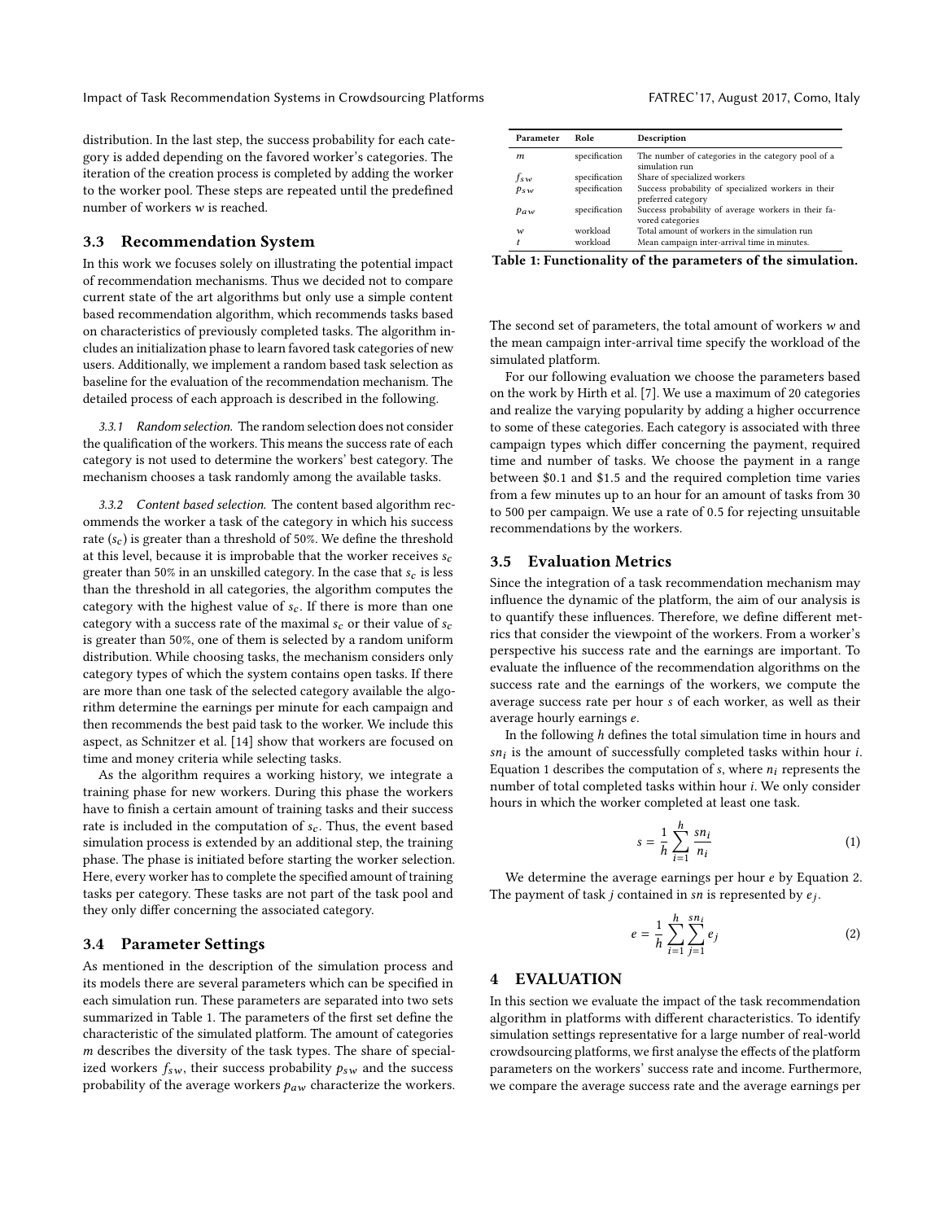distribution. In the last step, the success probability for each category is added depending on the favored worker's categories. The iteration of the creation process is completed by adding the worker to the worker pool. These steps are repeated until the predefined number of workers $w$ is reached.

### 3.3 Recommendation System

In this work we focuses solely on illustrating the potential impact of recommendation mechanisms. Thus we decided not to compare current state of the art algorithms but only use a simple content based recommendation algorithm, which recommends tasks based on characteristics of previously completed tasks. The algorithm includes an initialization phase to learn favored task categories of new users. Additionally, we implement a random based task selection as baseline for the evaluation of the recommendation mechanism. The detailed process of each approach is described in the following.

*3.3.1 Random selection.* The random selection does not consider the qualification of the workers. This means the success rate of each category is not used to determine the workers' best category. The mechanism chooses a task randomly among the available tasks.

*3.3.2 Content based selection.* The content based algorithm recommends the worker a task of the category in which his success rate ($s_c$) is greater than a threshold of 50%. We define the threshold at this level, because it is improbable that the worker receives $s_c$ greater than 50% in an unskilled category. In the case that $s_c$ is less than the threshold in all categories, the algorithm computes the category with the highest value of $s_c$. If there is more than one category with a success rate of the maximal $s_c$ or their value of $s_c$ is greater than 50%, one of them is selected by a random uniform distribution. While choosing tasks, the mechanism considers only category types of which the system contains open tasks. If there are more than one task of the selected category available the algorithm determine the earnings per minute for each campaign and then recommends the best paid task to the worker. We include this aspect, as Schnitzer et al. [14] show that workers are focused on time and money criteria while selecting tasks.

As the algorithm requires a working history, we integrate a training phase for new workers. During this phase the workers have to finish a certain amount of training tasks and their success rate is included in the computation of $s_c$. Thus, the event based simulation process is extended by an additional step, the training phase. The phase is initiated before starting the worker selection. Here, every worker has to complete the specified amount of training tasks per category. These tasks are not part of the task pool and they only differ concerning the associated category.

### 3.4 Parameter Settings

As mentioned in the description of the simulation process and its models there are several parameters which can be specified in each simulation run. These parameters are separated into two sets summarized in Table 1. The parameters of the first set define the characteristic of the simulated platform. The amount of categories $m$ describes the diversity of the task types. The share of specialized workers $f_{sw}$, their success probability $p_{sw}$ and the success probability of the average workers $p_{aw}$ characterize the workers.

| Parameter | Role | Description |
|---|---|---|
| $m$ | specification | The number of categories in the category pool of a simulation run |
| $f_{sw}$ | specification | Share of specialized workers |
| $p_{sw}$ | specification | Success probability of specialized workers in their preferred category |
| $p_{aw}$ | specification | Success probability of average workers in their favored categories |
| $w$ | workload | Total amount of workers in the simulation run |
| $t$ | workload | Mean campaign inter-arrival time in minutes. |

**Table 1: Functionality of the parameters of the simulation.**

The second set of parameters, the total amount of workers $w$ and the mean campaign inter-arrival time specify the workload of the simulated platform.

For our following evaluation we choose the parameters based on the work by Hirth et al. [7]. We use a maximum of 20 categories and realize the varying popularity by adding a higher occurrence to some of these categories. Each category is associated with three campaign types which differ concerning the payment, required time and number of tasks. We choose the payment in a range between \$0.1 and \$1.5 and the required completion time varies from a few minutes up to an hour for an amount of tasks from 30 to 500 per campaign. We use a rate of 0.5 for rejecting unsuitable recommendations by the workers.

### 3.5 Evaluation Metrics

Since the integration of a task recommendation mechanism may influence the dynamic of the platform, the aim of our analysis is to quantify these influences. Therefore, we define different metrics that consider the viewpoint of the workers. From a worker's perspective his success rate and the earnings are important. To evaluate the influence of the recommendation algorithms on the success rate and the earnings of the workers, we compute the average success rate per hour $s$ of each worker, as well as their average hourly earnings $e$.

In the following $h$ defines the total simulation time in hours and $sn_i$ is the amount of successfully completed tasks within hour $i$. Equation 1 describes the computation of $s$, where $n_i$ represents the number of total completed tasks within hour $i$. We only consider hours in which the worker completed at least one task.

$$s = \frac{1}{h} \sum_{i=1}^{h} \frac{sn_i}{n_i} \tag{1}$$

We determine the average earnings per hour $e$ by Equation 2. The payment of task $j$ contained in $sn$ is represented by $e_j$.

$$e = \frac{1}{h} \sum_{i=1}^{h} \sum_{j=1}^{sn_i} e_j \tag{2}$$

## 4 EVALUATION

In this section we evaluate the impact of the task recommendation algorithm in platforms with different characteristics. To identify simulation settings representative for a large number of real-world crowdsourcing platforms, we first analyse the effects of the platform parameters on the workers' success rate and income. Furthermore, we compare the average success rate and the average earnings per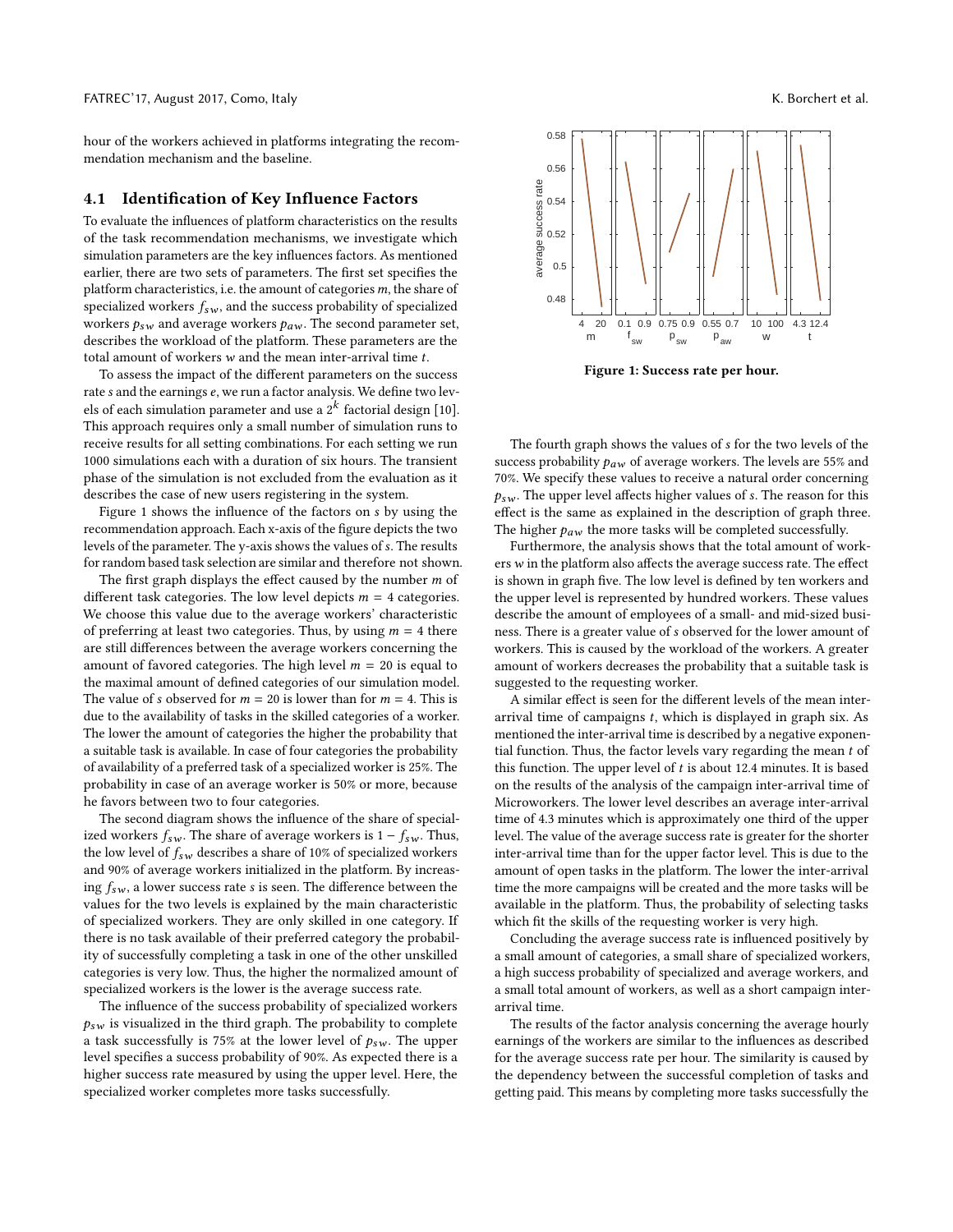hour of the workers achieved in platforms integrating the recommendation mechanism and the baseline.

### 4.1 Identification of Key Influence Factors

To evaluate the influences of platform characteristics on the results of the task recommendation mechanisms, we investigate which simulation parameters are the key influences factors. As mentioned earlier, there are two sets of parameters. The first set specifies the platform characteristics, i.e. the amount of categories $m$, the share of specialized workers $f_{sw}$, and the success probability of specialized workers $p_{sw}$ and average workers $p_{aw}$. The second parameter set, describes the workload of the platform. These parameters are the total amount of workers $w$ and the mean inter-arrival time $t$.

To assess the impact of the different parameters on the success rate $s$ and the earnings $e$, we run a factor analysis. We define two levels of each simulation parameter and use a $2^k$ factorial design [10]. This approach requires only a small number of simulation runs to receive results for all setting combinations. For each setting we run 1000 simulations each with a duration of six hours. The transient phase of the simulation is not excluded from the evaluation as it describes the case of new users registering in the system.

Figure 1 shows the influence of the factors on $s$ by using the recommendation approach. Each x-axis of the figure depicts the two levels of the parameter. The y-axis shows the values of $s$. The results for random based task selection are similar and therefore not shown.

The first graph displays the effect caused by the number $m$ of different task categories. The low level depicts $m = 4$ categories. We choose this value due to the average workers' characteristic of preferring at least two categories. Thus, by using $m = 4$ there are still differences between the average workers concerning the amount of favored categories. The high level $m = 20$ is equal to the maximal amount of defined categories of our simulation model. The value of $s$ observed for $m = 20$ is lower than for $m = 4$. This is due to the availability of tasks in the skilled categories of a worker. The lower the amount of categories the higher the probability that a suitable task is available. In case of four categories the probability of availability of a preferred task of a specialized worker is 25%. The probability in case of an average worker is 50% or more, because he favors between two to four categories.

The second diagram shows the influence of the share of specialized workers $f_{sw}$. The share of average workers is $1 - f_{sw}$. Thus, the low level of $f_{sw}$ describes a share of 10% of specialized workers and 90% of average workers initialized in the platform. By increasing $f_{sw}$, a lower success rate $s$ is seen. The difference between the values for the two levels is explained by the main characteristic of specialized workers. They are only skilled in one category. If there is no task available of their preferred category the probability of successfully completing a task in one of the other unskilled categories is very low. Thus, the higher the normalized amount of specialized workers is the lower is the average success rate.

The influence of the success probability of specialized workers $p_{sw}$ is visualized in the third graph. The probability to complete a task successfully is 75% at the lower level of $p_{sw}$. The upper level specifies a success probability of 90%. As expected there is a higher success rate measured by using the upper level. Here, the specialized worker completes more tasks successfully.

**Figure 1: Success rate per hour.**

The fourth graph shows the values of $s$ for the two levels of the success probability $p_{aw}$ of average workers. The levels are 55% and 70%. We specify these values to receive a natural order concerning $p_{sw}$. The upper level affects higher values of $s$. The reason for this effect is the same as explained in the description of graph three. The higher $p_{aw}$ the more tasks will be completed successfully.

Furthermore, the analysis shows that the total amount of workers $w$ in the platform also affects the average success rate. The effect is shown in graph five. The low level is defined by ten workers and the upper level is represented by hundred workers. These values describe the amount of employees of a small- and mid-sized business. There is a greater value of $s$ observed for the lower amount of workers. This is caused by the workload of the workers. A greater amount of workers decreases the probability that a suitable task is suggested to the requesting worker.

A similar effect is seen for the different levels of the mean inter-arrival time of campaigns $t$, which is displayed in graph six. As mentioned the inter-arrival time is described by a negative exponential function. Thus, the factor levels vary regarding the mean $t$ of this function. The upper level of $t$ is about 12.4 minutes. It is based on the results of the analysis of the campaign inter-arrival time of Microworkers. The lower level describes an average inter-arrival time of 4.3 minutes which is approximately one third of the upper level. The value of the average success rate is greater for the shorter inter-arrival time than for the upper factor level. This is due to the amount of open tasks in the platform. The lower the inter-arrival time the more campaigns will be created and the more tasks will be available in the platform. Thus, the probability of selecting tasks which fit the skills of the requesting worker is very high.

Concluding the average success rate is influenced positively by a small amount of categories, a small share of specialized workers, a high success probability of specialized and average workers, and a small total amount of workers, as well as a short campaign inter-arrival time.

The results of the factor analysis concerning the average hourly earnings of the workers are similar to the influences as described for the average success rate per hour. The similarity is caused by the dependency between the successful completion of tasks and getting paid. This means by completing more tasks successfully the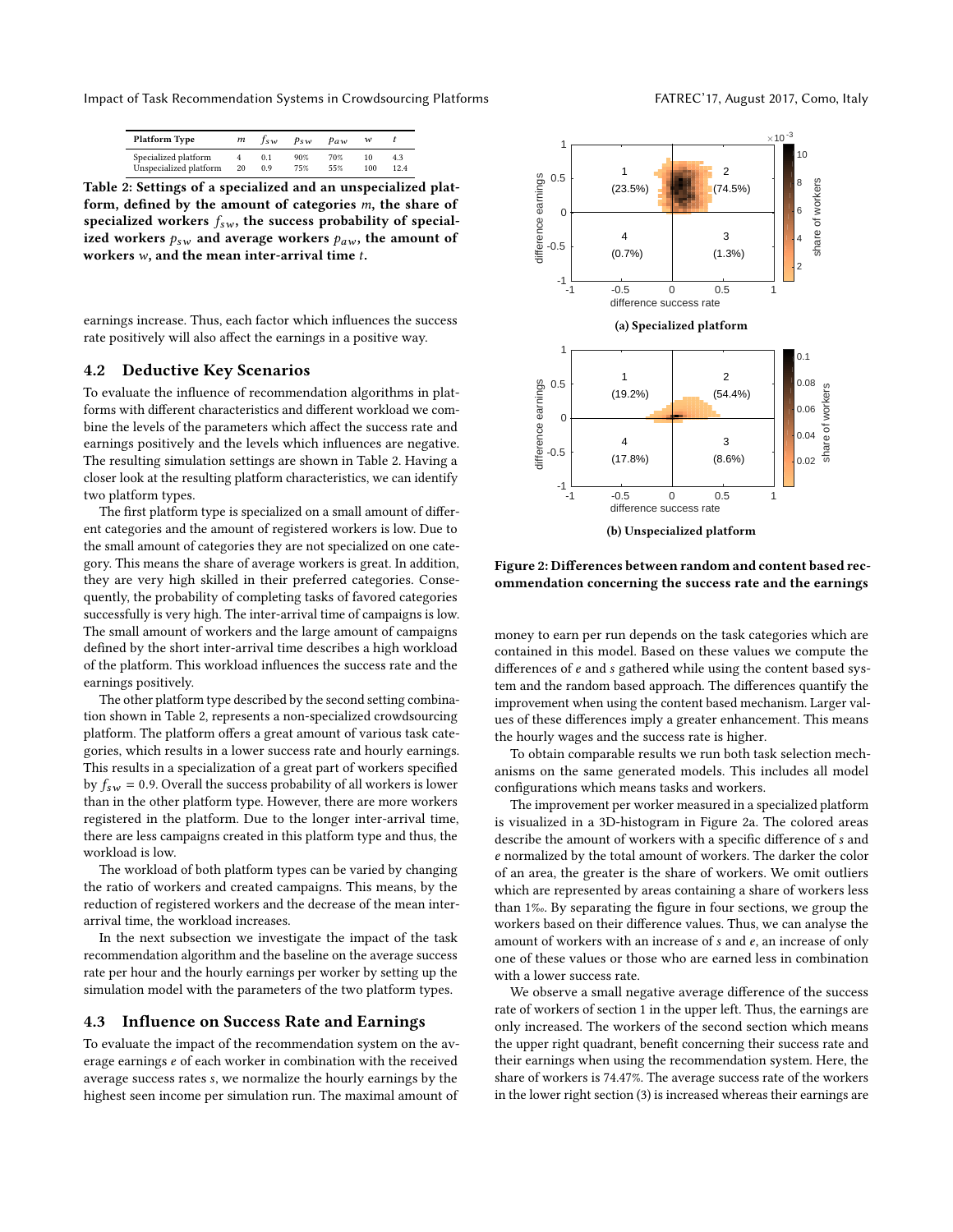| Platform Type | $m$ | $f_{sw}$ | $p_{sw}$ | $p_{aw}$ | $w$ | $t$ |
|---|---|---|---|---|---|---|
| Specialized platform | 4 | 0.1 | 90% | 70% | 10 | 4.3 |
| Unspecialized platform | 20 | 0.9 | 75% | 55% | 100 | 12.4 |

**Table 2: Settings of a specialized and an unspecialized platform, defined by the amount of categories $m$, the share of specialized workers $f_{sw}$, the success probability of specialized workers $p_{sw}$ and average workers $p_{aw}$, the amount of workers $w$, and the mean inter-arrival time $t$.**

earnings increase. Thus, each factor which influences the success rate positively will also affect the earnings in a positive way.

## 4.2 Deductive Key Scenarios

To evaluate the influence of recommendation algorithms in platforms with different characteristics and different workload we combine the levels of the parameters which affect the success rate and earnings positively and the levels which influences are negative. The resulting simulation settings are shown in Table 2. Having a closer look at the resulting platform characteristics, we can identify two platform types.

The first platform type is specialized on a small amount of different categories and the amount of registered workers is low. Due to the small amount of categories they are not specialized on one category. This means the share of average workers is great. In addition, they are very high skilled in their preferred categories. Consequently, the probability of completing tasks of favored categories successfully is very high. The inter-arrival time of campaigns is low. The small amount of workers and the large amount of campaigns defined by the short inter-arrival time describes a high workload of the platform. This workload influences the success rate and the earnings positively.

The other platform type described by the second setting combination shown in Table 2, represents a non-specialized crowdsourcing platform. The platform offers a great amount of various task categories, which results in a lower success rate and hourly earnings. This results in a specialization of a great part of workers specified by $f_{sw} = 0.9$. Overall the success probability of all workers is lower than in the other platform type. However, there are more workers registered in the platform. Due to the longer inter-arrival time, there are less campaigns created in this platform type and thus, the workload is low.

The workload of both platform types can be varied by changing the ratio of workers and created campaigns. This means, by the reduction of registered workers and the decrease of the mean inter-arrival time, the workload increases.

In the next subsection we investigate the impact of the task recommendation algorithm and the baseline on the average success rate per hour and the hourly earnings per worker by setting up the simulation model with the parameters of the two platform types.

## 4.3 Influence on Success Rate and Earnings

To evaluate the impact of the recommendation system on the average earnings $e$ of each worker in combination with the received average success rates $s$, we normalize the hourly earnings by the highest seen income per simulation run. The maximal amount of money to earn per run depends on the task categories which are contained in this model. Based on these values we compute the differences of $e$ and $s$ gathered while using the content based system and the random based approach. The differences quantify the improvement when using the content based mechanism. Larger values of these differences imply a greater enhancement. This means the hourly wages and the success rate is higher.

To obtain comparable results we run both task selection mechanisms on the same generated models. This includes all model configurations which means tasks and workers.

The improvement per worker measured in a specialized platform is visualized in a 3D-histogram in Figure 2a. The colored areas describe the amount of workers with a specific difference of $s$ and $e$ normalized by the total amount of workers. The darker the color of an area, the greater is the share of workers. We omit outliers which are represented by areas containing a share of workers less than 1‰. By separating the figure in four sections, we group the workers based on their difference values. Thus, we can analyse the amount of workers with an increase of $s$ and $e$, an increase of only one of these values or those who are earned less in combination with a lower success rate.

We observe a small negative average difference of the success rate of workers of section 1 in the upper left. Thus, the earnings are only increased. The workers of the second section which means the upper right quadrant, benefit concerning their success rate and their earnings when using the recommendation system. Here, the share of workers is 74.47%. The average success rate of the workers in the lower right section (3) is increased whereas their earnings are

(a) Specialized platform

(b) Unspecialized platform

**Figure 2: Differences between random and content based recommendation concerning the success rate and the earnings**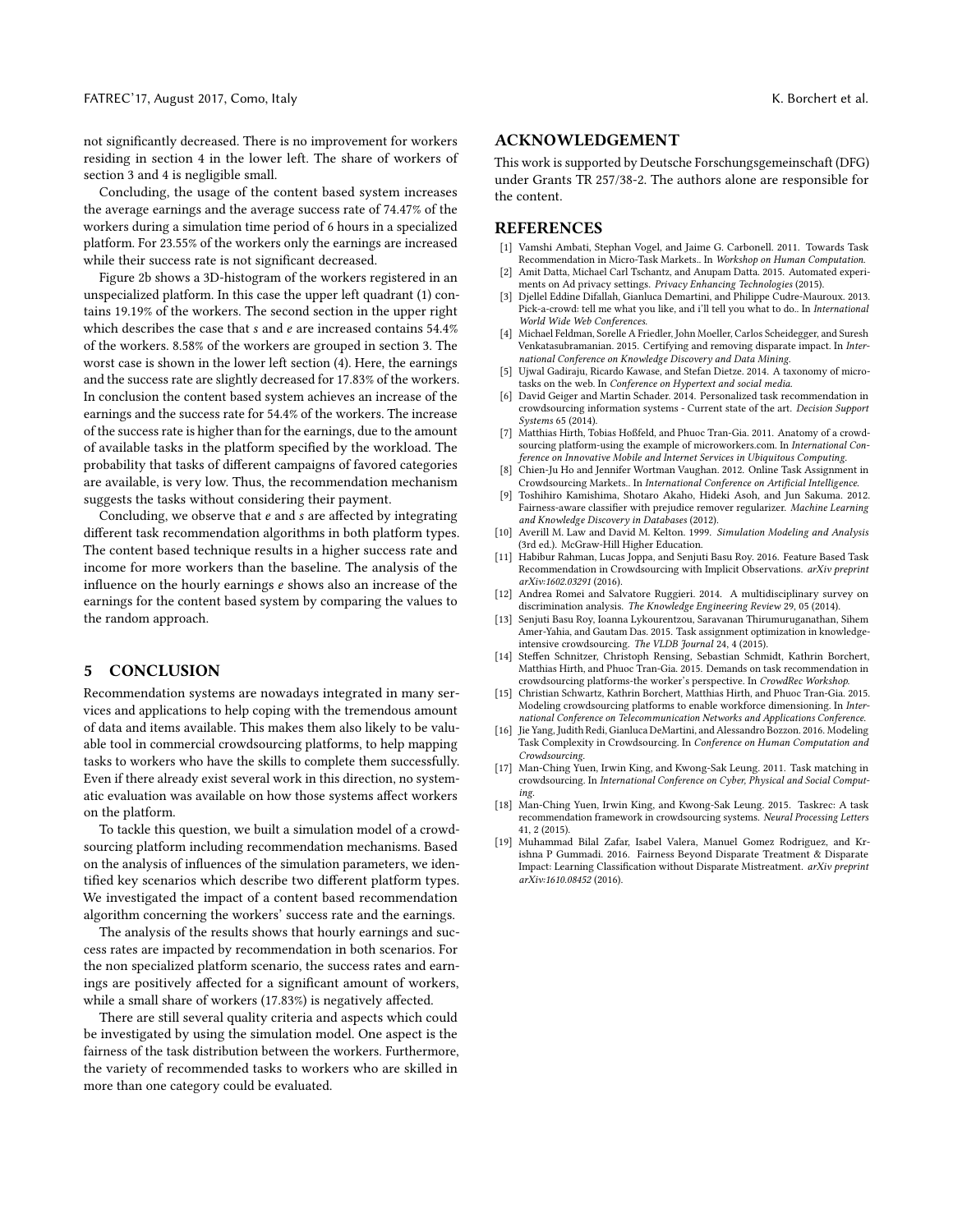not significantly decreased. There is no improvement for workers residing in section 4 in the lower left. The share of workers of section 3 and 4 is negligible small.

Concluding, the usage of the content based system increases the average earnings and the average success rate of 74.47% of the workers during a simulation time period of 6 hours in a specialized platform. For 23.55% of the workers only the earnings are increased while their success rate is not significant decreased.

Figure 2b shows a 3D-histogram of the workers registered in an unspecialized platform. In this case the upper left quadrant (1) contains 19.19% of the workers. The second section in the upper right which describes the case that $s$ and $e$ are increased contains 54.4% of the workers. 8.58% of the workers are grouped in section 3. The worst case is shown in the lower left section (4). Here, the earnings and the success rate are slightly decreased for 17.83% of the workers. In conclusion the content based system achieves an increase of the earnings and the success rate for 54.4% of the workers. The increase of the success rate is higher than for the earnings, due to the amount of available tasks in the platform specified by the workload. The probability that tasks of different campaigns of favored categories are available, is very low. Thus, the recommendation mechanism suggests the tasks without considering their payment.

Concluding, we observe that $e$ and $s$ are affected by integrating different task recommendation algorithms in both platform types. The content based technique results in a higher success rate and income for more workers than the baseline. The analysis of the influence on the hourly earnings $e$ shows also an increase of the earnings for the content based system by comparing the values to the random approach.

## 5 CONCLUSION

Recommendation systems are nowadays integrated in many services and applications to help coping with the tremendous amount of data and items available. This makes them also likely to be valuable tool in commercial crowdsourcing platforms, to help mapping tasks to workers who have the skills to complete them successfully. Even if there already exist several work in this direction, no systematic evaluation was available on how those systems affect workers on the platform.

To tackle this question, we built a simulation model of a crowdsourcing platform including recommendation mechanisms. Based on the analysis of influences of the simulation parameters, we identified key scenarios which describe two different platform types. We investigated the impact of a content based recommendation algorithm concerning the workers' success rate and the earnings.

The analysis of the results shows that hourly earnings and success rates are impacted by recommendation in both scenarios. For the non specialized platform scenario, the success rates and earnings are positively affected for a significant amount of workers, while a small share of workers (17.83%) is negatively affected.

There are still several quality criteria and aspects which could be investigated by using the simulation model. One aspect is the fairness of the task distribution between the workers. Furthermore, the variety of recommended tasks to workers who are skilled in more than one category could be evaluated.

## ACKNOWLEDGEMENT

This work is supported by Deutsche Forschungsgemeinschaft (DFG) under Grants TR 257/38-2. The authors alone are responsible for the content.

## REFERENCES

[1] Vamshi Ambati, Stephan Vogel, and Jaime G. Carbonell. 2011. Towards Task Recommendation in Micro-Task Markets.. In *Workshop on Human Computation*.

[2] Amit Datta, Michael Carl Tschantz, and Anupam Datta. 2015. Automated experiments on Ad privacy settings. *Privacy Enhancing Technologies* (2015).

[3] Djellel Eddine Difallah, Gianluca Demartini, and Philippe Cudre-Mauroux. 2013. Pick-a-crowd: tell me what you like, and i'll tell you what to do.. In *International World Wide Web Conferences*.

[4] Michael Feldman, Sorelle A Friedler, John Moeller, Carlos Scheidegger, and Suresh Venkatasubramanian. 2015. Certifying and removing disparate impact. In *International Conference on Knowledge Discovery and Data Mining*.

[5] Ujwal Gadiraju, Ricardo Kawase, and Stefan Dietze. 2014. A taxonomy of microtasks on the web. In *Conference on Hypertext and social media*.

[6] David Geiger and Martin Schader. 2014. Personalized task recommendation in crowdsourcing information systems - Current state of the art. *Decision Support Systems* 65 (2014).

[7] Matthias Hirth, Tobias Hoßfeld, and Phuoc Tran-Gia. 2011. Anatomy of a crowdsourcing platform-using the example of microworkers.com. In *International Conference on Innovative Mobile and Internet Services in Ubiquitous Computing*.

[8] Chien-Ju Ho and Jennifer Wortman Vaughan. 2012. Online Task Assignment in Crowdsourcing Markets.. In *International Conference on Artificial Intelligence*.

[9] Toshihiro Kamishima, Shotaro Akaho, Hideki Asoh, and Jun Sakuma. 2012. Fairness-aware classifier with prejudice remover regularizer. *Machine Learning and Knowledge Discovery in Databases* (2012).

[10] Averill M. Law and David M. Kelton. 1999. *Simulation Modeling and Analysis* (3rd ed.). McGraw-Hill Higher Education.

[11] Habibur Rahman, Lucas Joppa, and Senjuti Basu Roy. 2016. Feature Based Task Recommendation in Crowdsourcing with Implicit Observations. *arXiv preprint arXiv:1602.03291* (2016).

[12] Andrea Romei and Salvatore Ruggieri. 2014. A multidisciplinary survey on discrimination analysis. *The Knowledge Engineering Review* 29, 05 (2014).

[13] Senjuti Basu Roy, Ioanna Lykourentzou, Saravanan Thirumuruganathan, Sihem Amer-Yahia, and Gautam Das. 2015. Task assignment optimization in knowledge-intensive crowdsourcing. *The VLDB Journal* 24, 4 (2015).

[14] Steffen Schnitzer, Christoph Rensing, Sebastian Schmidt, Kathrin Borchert, Matthias Hirth, and Phuoc Tran-Gia. 2015. Demands on task recommendation in crowdsourcing platforms-the worker's perspective. In *CrowdRec Workshop*.

[15] Christian Schwartz, Kathrin Borchert, Matthias Hirth, and Phuoc Tran-Gia. 2015. Modeling crowdsourcing platforms to enable workforce dimensioning. In *International Conference on Telecommunication Networks and Applications Conference*.

[16] Jie Yang, Judith Redi, Gianluca DeMartini, and Alessandro Bozzon. 2016. Modeling Task Complexity in Crowdsourcing. In *Conference on Human Computation and Crowdsourcing*.

[17] Man-Ching Yuen, Irwin King, and Kwong-Sak Leung. 2011. Task matching in crowdsourcing. In *International Conference on Cyber, Physical and Social Computing*.

[18] Man-Ching Yuen, Irwin King, and Kwong-Sak Leung. 2015. Taskrec: A task recommendation framework in crowdsourcing systems. *Neural Processing Letters* 41, 2 (2015).

[19] Muhammad Bilal Zafar, Isabel Valera, Manuel Gomez Rodriguez, and Krishna P Gummadi. 2016. Fairness Beyond Disparate Treatment & Disparate Impact: Learning Classification without Disparate Mistreatment. *arXiv preprint arXiv:1610.08452* (2016).